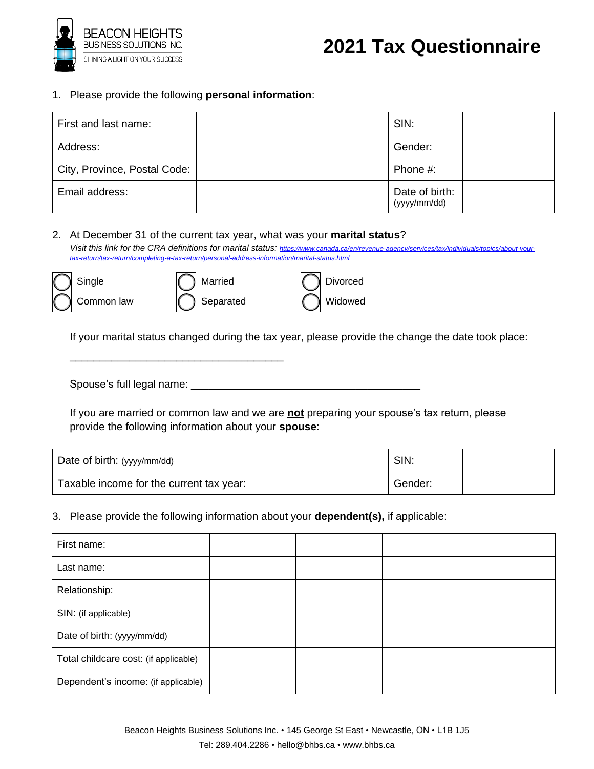BEACON HEIGHTS
BUSINESS SOLUTIONS INC.
SHINING A LIGHT ON YOUR SUCCESS

# 2021 Tax Questionnaire

1. Please provide the following **personal information**:

| First and last name: | | SIN: | |
|---|---|---|---|
| Address: | | Gender: | |
| City, Province, Postal Code: | | Phone #: | |
| Email address: | | Date of birth: (yyyy/mm/dd) | |

2. At December 31 of the current tax year, what was your **marital status**?
*Visit this link for the CRA definitions for marital status: https://www.canada.ca/en/revenue-agency/services/tax/individuals/topics/about-your-tax-return/tax-return/completing-a-tax-return/personal-address-information/marital-status.html*

- ◯ Single
- ◯ Married
- ◯ Divorced
- ◯ Common law
- ◯ Separated
- ◯ Widowed

If your marital status changed during the tax year, please provide the change the date took place:

___________________________________

Spouse's full legal name: _____________________________________

If you are married or common law and we are **not** preparing your spouse's tax return, please provide the following information about your **spouse**:

| Date of birth: (yyyy/mm/dd) | | SIN: | |
|---|---|---|---|
| Taxable income for the current tax year: | | Gender: | |

3. Please provide the following information about your **dependent(s),** if applicable:

| First name: | | | | |
|---|---|---|---|---|
| Last name: | | | | |
| Relationship: | | | | |
| SIN: (if applicable) | | | | |
| Date of birth: (yyyy/mm/dd) | | | | |
| Total childcare cost: (if applicable) | | | | |
| Dependent's income: (if applicable) | | | | |

Beacon Heights Business Solutions Inc. • 145 George St East • Newcastle, ON • L1B 1J5
Tel: 289.404.2286 • hello@bhbs.ca • www.bhbs.ca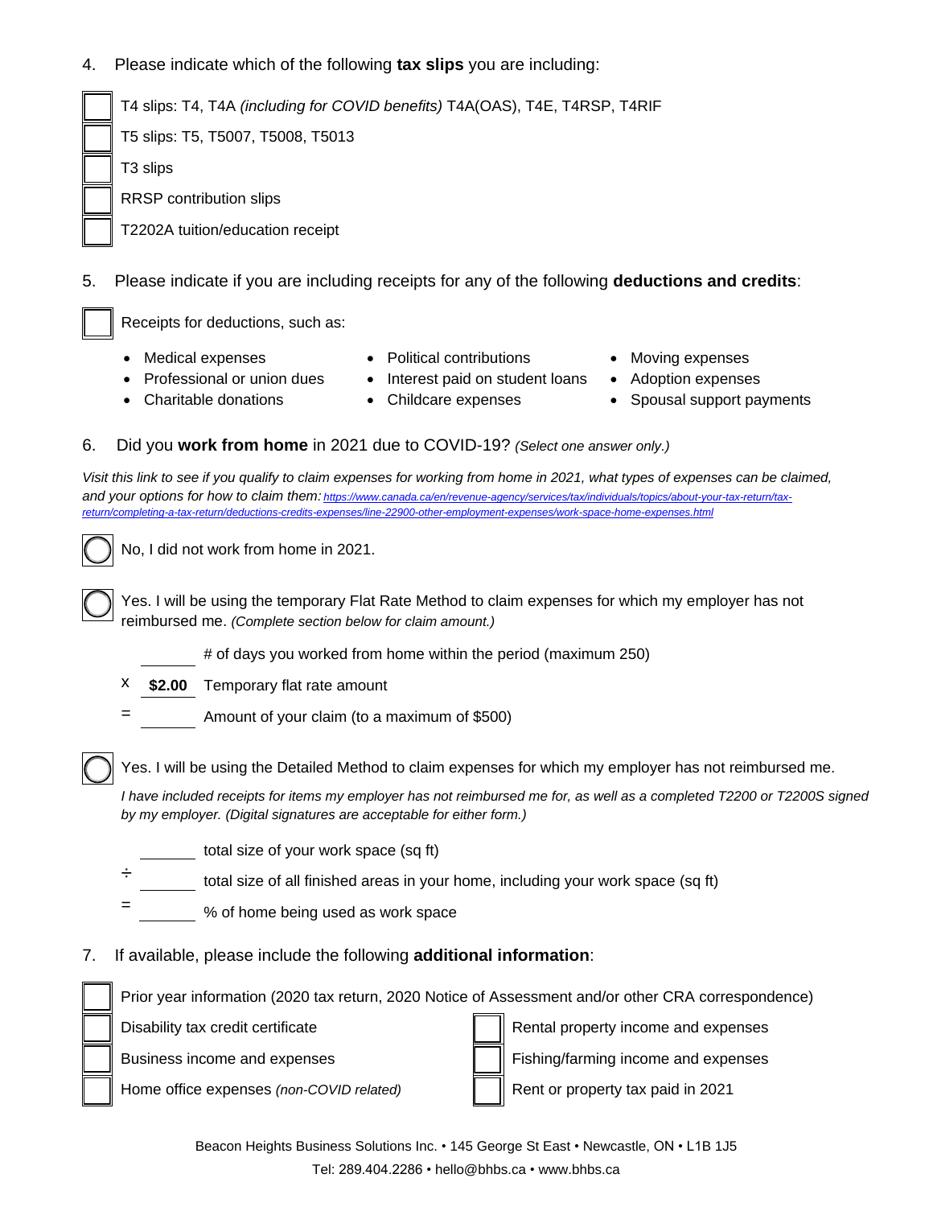4. Please indicate which of the following **tax slips** you are including:

- [ ] T4 slips: T4, T4A *(including for COVID benefits)* T4A(OAS), T4E, T4RSP, T4RIF
- [ ] T5 slips: T5, T5007, T5008, T5013
- [ ] T3 slips
- [ ] RRSP contribution slips
- [ ] T2202A tuition/education receipt

5. Please indicate if you are including receipts for any of the following **deductions and credits**:

- [ ] Receipts for deductions, such as:
  - Medical expenses
  - Professional or union dues
  - Charitable donations
  - Political contributions
  - Interest paid on student loans
  - Childcare expenses
  - Moving expenses
  - Adoption expenses
  - Spousal support payments

6. Did you **work from home** in 2021 due to COVID-19? *(Select one answer only.)*

*Visit this link to see if you qualify to claim expenses for working from home in 2021, what types of expenses can be claimed, and your options for how to claim them:* https://www.canada.ca/en/revenue-agency/services/tax/individuals/topics/about-your-tax-return/tax-return/completing-a-tax-return/deductions-credits-expenses/line-22900-other-employment-expenses/work-space-home-expenses.html

◯ No, I did not work from home in 2021.

◯ Yes. I will be using the temporary Flat Rate Method to claim expenses for which my employer has not reimbursed me. *(Complete section below for claim amount.)*

| | | |
|---|---|---|
| | _______ | # of days you worked from home within the period (maximum 250) |
| x | **$2.00** | Temporary flat rate amount |
| = | _______ | Amount of your claim (to a maximum of $500) |

◯ Yes. I will be using the Detailed Method to claim expenses for which my employer has not reimbursed me.

*I have included receipts for items my employer has not reimbursed me for, as well as a completed T2200 or T2200S signed by my employer. (Digital signatures are acceptable for either form.)*

| | | |
|---|---|---|
| | _______ | total size of your work space (sq ft) |
| ÷ | _______ | total size of all finished areas in your home, including your work space (sq ft) |
| = | _______ | % of home being used as work space |

7. If available, please include the following **additional information**:

- [ ] Prior year information (2020 tax return, 2020 Notice of Assessment and/or other CRA correspondence)
- [ ] Disability tax credit certificate
- [ ] Business income and expenses
- [ ] Home office expenses *(non-COVID related)*
- [ ] Rental property income and expenses
- [ ] Fishing/farming income and expenses
- [ ] Rent or property tax paid in 2021

Beacon Heights Business Solutions Inc. • 145 George St East • Newcastle, ON • L1B 1J5
Tel: 289.404.2286 • hello@bhbs.ca • www.bhbs.ca